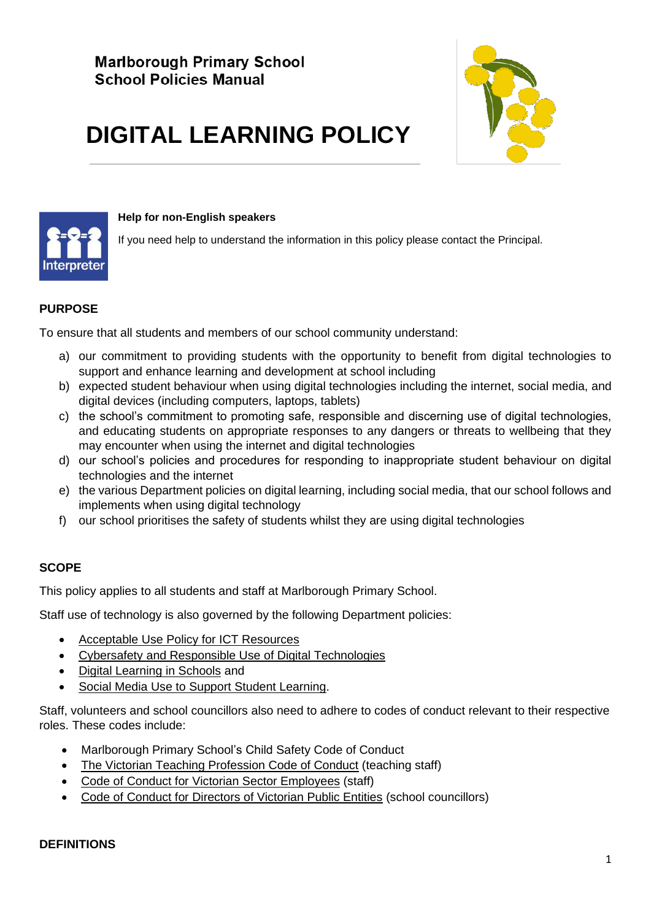Marlborough Primary School
School Policies Manual

# DIGITAL LEARNING POLICY

**Help for non-English speakers**

If you need help to understand the information in this policy please contact the Principal.

## PURPOSE

To ensure that all students and members of our school community understand:

a) our commitment to providing students with the opportunity to benefit from digital technologies to support and enhance learning and development at school including
b) expected student behaviour when using digital technologies including the internet, social media, and digital devices (including computers, laptops, tablets)
c) the school's commitment to promoting safe, responsible and discerning use of digital technologies, and educating students on appropriate responses to any dangers or threats to wellbeing that they may encounter when using the internet and digital technologies
d) our school's policies and procedures for responding to inappropriate student behaviour on digital technologies and the internet
e) the various Department policies on digital learning, including social media, that our school follows and implements when using digital technology
f) our school prioritises the safety of students whilst they are using digital technologies

## SCOPE

This policy applies to all students and staff at Marlborough Primary School.

Staff use of technology is also governed by the following Department policies:

- Acceptable Use Policy for ICT Resources
- Cybersafety and Responsible Use of Digital Technologies
- Digital Learning in Schools and
- Social Media Use to Support Student Learning.

Staff, volunteers and school councillors also need to adhere to codes of conduct relevant to their respective roles. These codes include:

- Marlborough Primary School's Child Safety Code of Conduct
- The Victorian Teaching Profession Code of Conduct (teaching staff)
- Code of Conduct for Victorian Sector Employees (staff)
- Code of Conduct for Directors of Victorian Public Entities (school councillors)

## DEFINITIONS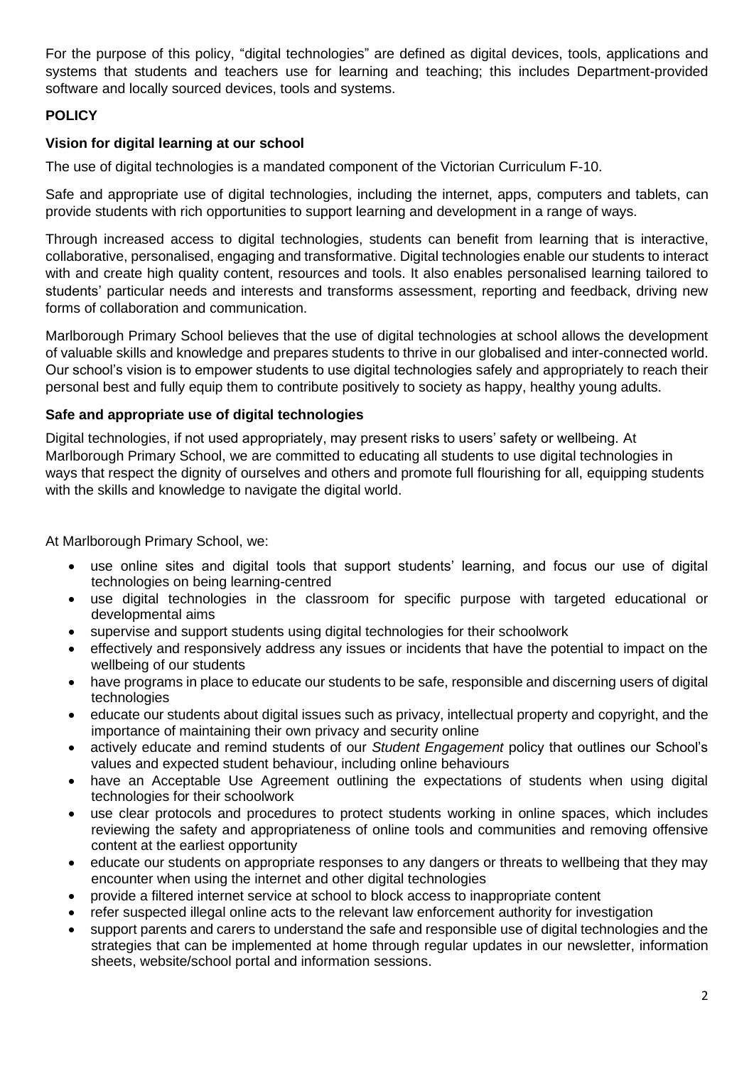For the purpose of this policy, "digital technologies" are defined as digital devices, tools, applications and systems that students and teachers use for learning and teaching; this includes Department-provided software and locally sourced devices, tools and systems.

## POLICY

### Vision for digital learning at our school

The use of digital technologies is a mandated component of the Victorian Curriculum F-10.

Safe and appropriate use of digital technologies, including the internet, apps, computers and tablets, can provide students with rich opportunities to support learning and development in a range of ways.

Through increased access to digital technologies, students can benefit from learning that is interactive, collaborative, personalised, engaging and transformative. Digital technologies enable our students to interact with and create high quality content, resources and tools. It also enables personalised learning tailored to students' particular needs and interests and transforms assessment, reporting and feedback, driving new forms of collaboration and communication.

Marlborough Primary School believes that the use of digital technologies at school allows the development of valuable skills and knowledge and prepares students to thrive in our globalised and inter-connected world. Our school's vision is to empower students to use digital technologies safely and appropriately to reach their personal best and fully equip them to contribute positively to society as happy, healthy young adults.

### Safe and appropriate use of digital technologies

Digital technologies, if not used appropriately, may present risks to users' safety or wellbeing. At Marlborough Primary School, we are committed to educating all students to use digital technologies in ways that respect the dignity of ourselves and others and promote full flourishing for all, equipping students with the skills and knowledge to navigate the digital world.

At Marlborough Primary School, we:

- use online sites and digital tools that support students' learning, and focus our use of digital technologies on being learning-centred
- use digital technologies in the classroom for specific purpose with targeted educational or developmental aims
- supervise and support students using digital technologies for their schoolwork
- effectively and responsively address any issues or incidents that have the potential to impact on the wellbeing of our students
- have programs in place to educate our students to be safe, responsible and discerning users of digital technologies
- educate our students about digital issues such as privacy, intellectual property and copyright, and the importance of maintaining their own privacy and security online
- actively educate and remind students of our *Student Engagement* policy that outlines our School's values and expected student behaviour, including online behaviours
- have an Acceptable Use Agreement outlining the expectations of students when using digital technologies for their schoolwork
- use clear protocols and procedures to protect students working in online spaces, which includes reviewing the safety and appropriateness of online tools and communities and removing offensive content at the earliest opportunity
- educate our students on appropriate responses to any dangers or threats to wellbeing that they may encounter when using the internet and other digital technologies
- provide a filtered internet service at school to block access to inappropriate content
- refer suspected illegal online acts to the relevant law enforcement authority for investigation
- support parents and carers to understand the safe and responsible use of digital technologies and the strategies that can be implemented at home through regular updates in our newsletter, information sheets, website/school portal and information sessions.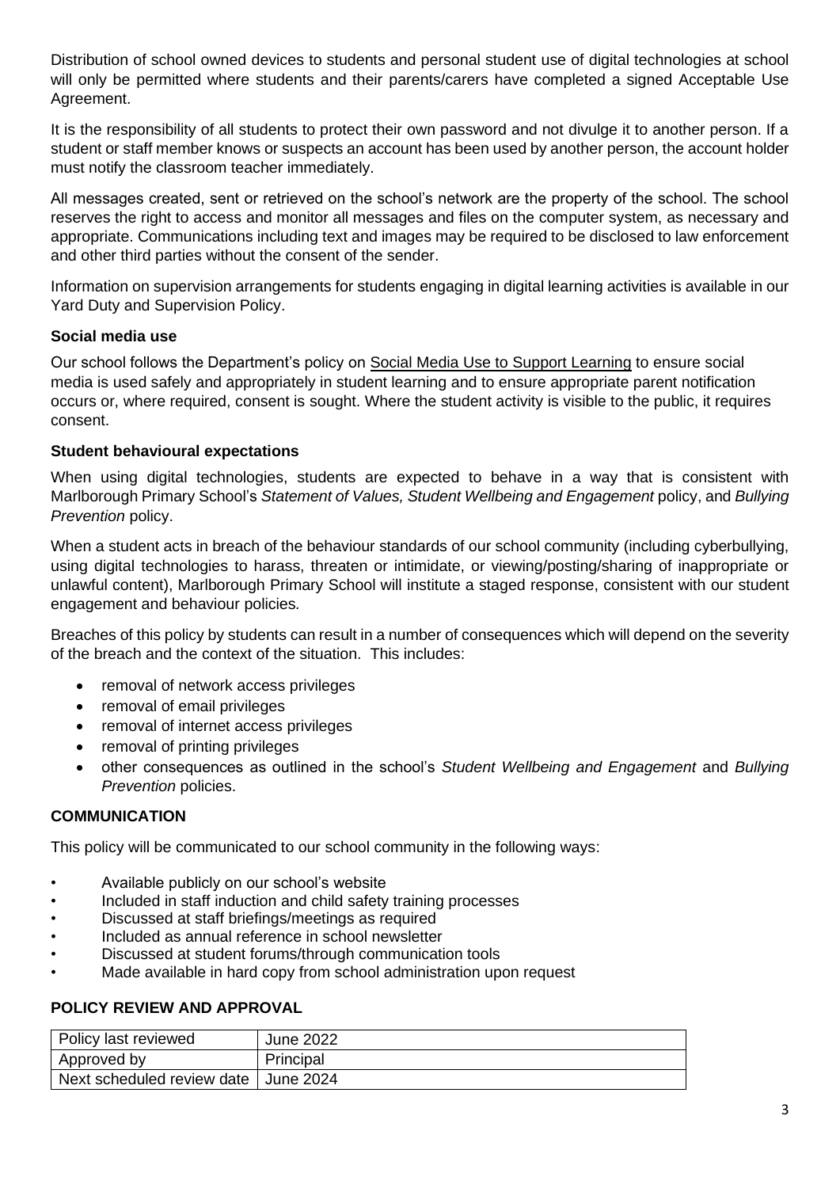Distribution of school owned devices to students and personal student use of digital technologies at school will only be permitted where students and their parents/carers have completed a signed Acceptable Use Agreement.

It is the responsibility of all students to protect their own password and not divulge it to another person. If a student or staff member knows or suspects an account has been used by another person, the account holder must notify the classroom teacher immediately.

All messages created, sent or retrieved on the school's network are the property of the school. The school reserves the right to access and monitor all messages and files on the computer system, as necessary and appropriate. Communications including text and images may be required to be disclosed to law enforcement and other third parties without the consent of the sender.

Information on supervision arrangements for students engaging in digital learning activities is available in our Yard Duty and Supervision Policy.

### Social media use

Our school follows the Department's policy on Social Media Use to Support Learning to ensure social media is used safely and appropriately in student learning and to ensure appropriate parent notification occurs or, where required, consent is sought. Where the student activity is visible to the public, it requires consent.

### Student behavioural expectations

When using digital technologies, students are expected to behave in a way that is consistent with Marlborough Primary School's *Statement of Values, Student Wellbeing and Engagement* policy, and *Bullying Prevention* policy.

When a student acts in breach of the behaviour standards of our school community (including cyberbullying, using digital technologies to harass, threaten or intimidate, or viewing/posting/sharing of inappropriate or unlawful content), Marlborough Primary School will institute a staged response, consistent with our student engagement and behaviour policies*.*

Breaches of this policy by students can result in a number of consequences which will depend on the severity of the breach and the context of the situation. This includes:

- removal of network access privileges
- removal of email privileges
- removal of internet access privileges
- removal of printing privileges
- other consequences as outlined in the school's *Student Wellbeing and Engagement* and *Bullying Prevention* policies.

## COMMUNICATION

This policy will be communicated to our school community in the following ways:

- Available publicly on our school's website
- Included in staff induction and child safety training processes
- Discussed at staff briefings/meetings as required
- Included as annual reference in school newsletter
- Discussed at student forums/through communication tools
- Made available in hard copy from school administration upon request

## POLICY REVIEW AND APPROVAL

| Policy last reviewed | June 2022 |
|---|---|
| Approved by | Principal |
| Next scheduled review date | June 2024 |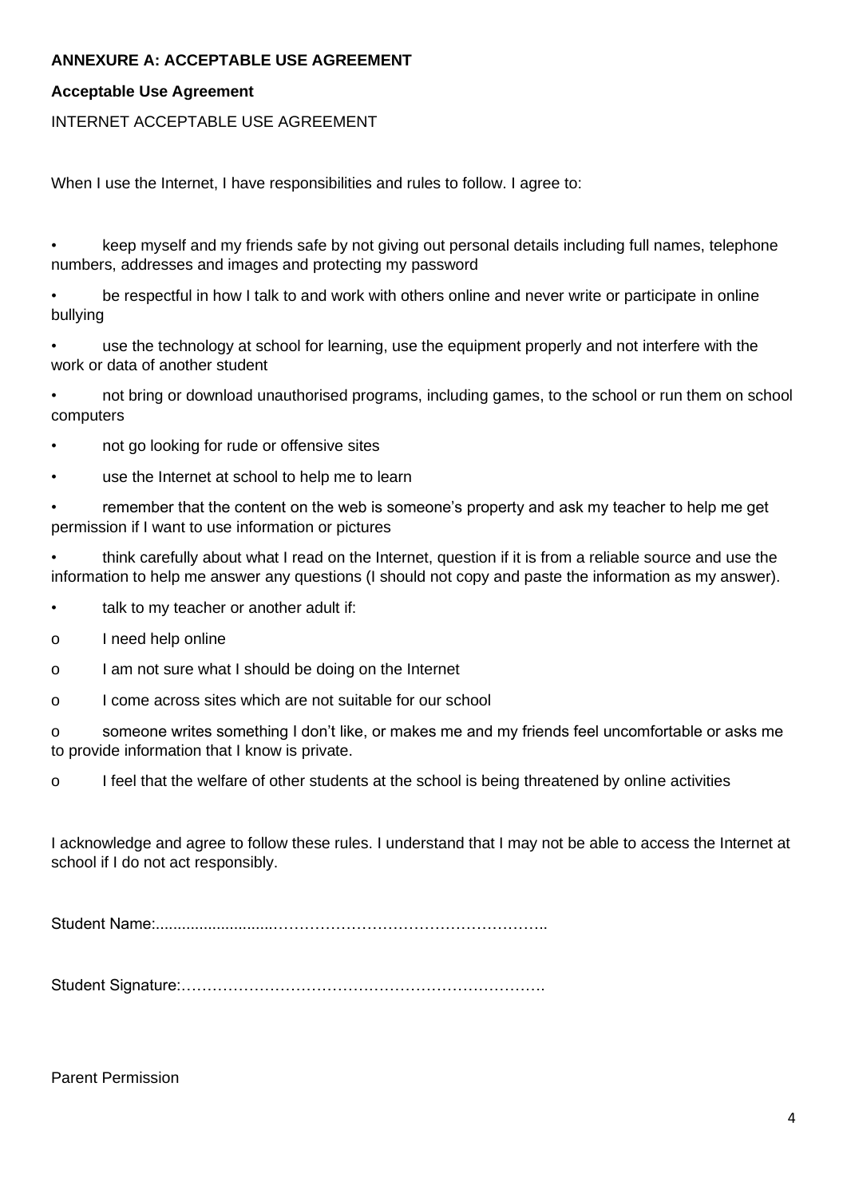**ANNEXURE A: ACCEPTABLE USE AGREEMENT**

**Acceptable Use Agreement**

INTERNET ACCEPTABLE USE AGREEMENT

When I use the Internet, I have responsibilities and rules to follow. I agree to:

- keep myself and my friends safe by not giving out personal details including full names, telephone numbers, addresses and images and protecting my password
- be respectful in how I talk to and work with others online and never write or participate in online bullying
- use the technology at school for learning, use the equipment properly and not interfere with the work or data of another student
- not bring or download unauthorised programs, including games, to the school or run them on school computers
- not go looking for rude or offensive sites
- use the Internet at school to help me to learn
- remember that the content on the web is someone's property and ask my teacher to help me get permission if I want to use information or pictures
- think carefully about what I read on the Internet, question if it is from a reliable source and use the information to help me answer any questions (I should not copy and paste the information as my answer).
- talk to my teacher or another adult if:
  - I need help online
  - I am not sure what I should be doing on the Internet
  - I come across sites which are not suitable for our school
  - someone writes something I don't like, or makes me and my friends feel uncomfortable or asks me to provide information that I know is private.
  - I feel that the welfare of other students at the school is being threatened by online activities

I acknowledge and agree to follow these rules. I understand that I may not be able to access the Internet at school if I do not act responsibly.

Student Name:............................…………………………………………..

Student Signature:…………………………………………………………….

Parent Permission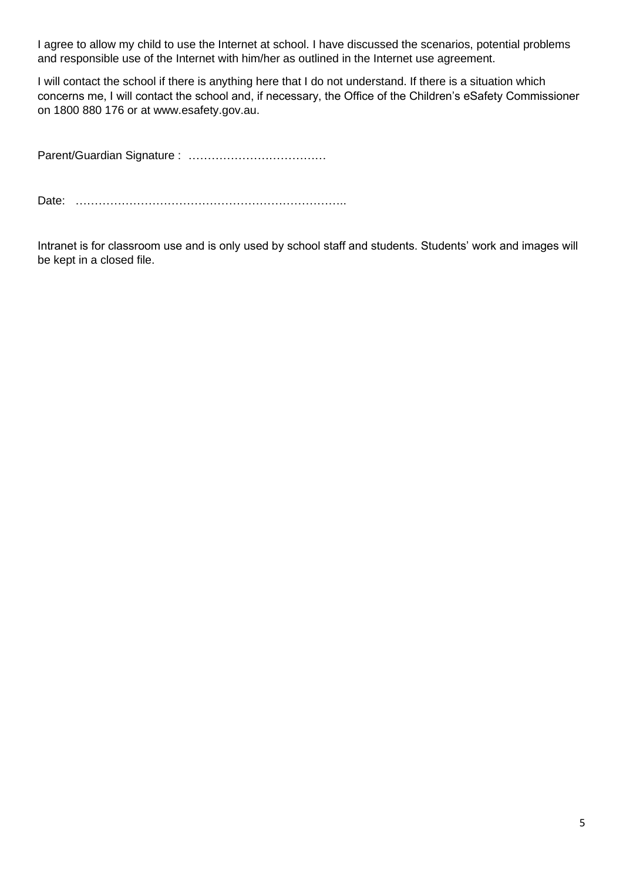I agree to allow my child to use the Internet at school. I have discussed the scenarios, potential problems and responsible use of the Internet with him/her as outlined in the Internet use agreement.

I will contact the school if there is anything here that I do not understand. If there is a situation which concerns me, I will contact the school and, if necessary, the Office of the Children's eSafety Commissioner on 1800 880 176 or at www.esafety.gov.au.

Parent/Guardian Signature : ………………………………

Date: ……………………………………………………………..

Intranet is for classroom use and is only used by school staff and students. Students' work and images will be kept in a closed file.